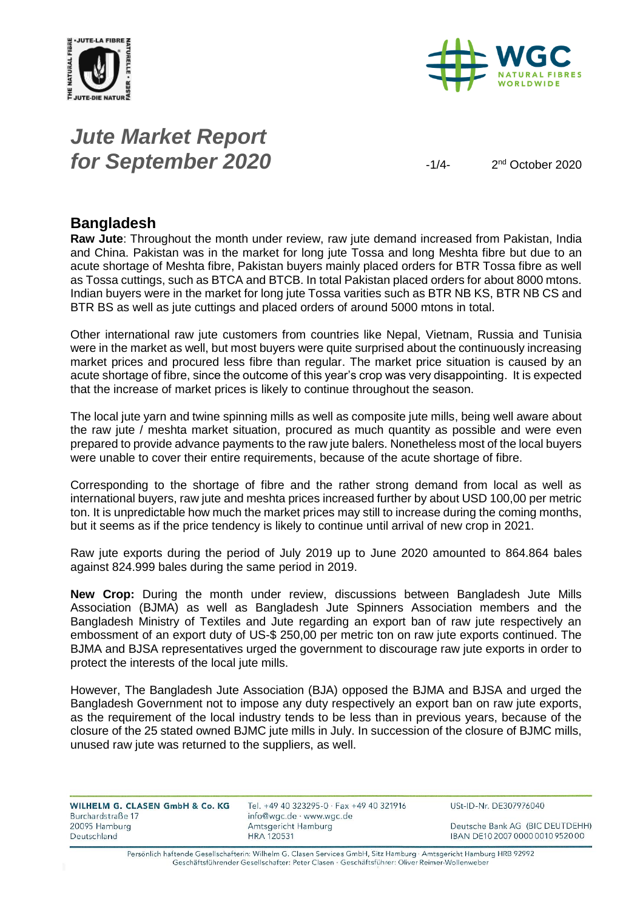# *Jute Market Report for September 2020*

2nd October 2020

## Bangladesh

**Raw Jute**: Throughout the month under review, raw jute demand increased from Pakistan, India and China. Pakistan was in the market for long jute Tossa and long Meshta fibre but due to an acute shortage of Meshta fibre, Pakistan buyers mainly placed orders for BTR Tossa fibre as well as Tossa cuttings, such as BTCA and BTCB. In total Pakistan placed orders for about 8000 mtons. Indian buyers were in the market for long jute Tossa varities such as BTR NB KS, BTR NB CS and BTR BS as well as jute cuttings and placed orders of around 5000 mtons in total.

Other international raw jute customers from countries like Nepal, Vietnam, Russia and Tunisia were in the market as well, but most buyers were quite surprised about the continuously increasing market prices and procured less fibre than regular. The market price situation is caused by an acute shortage of fibre, since the outcome of this year's crop was very disappointing. It is expected that the increase of market prices is likely to continue throughout the season.

The local jute yarn and twine spinning mills as well as composite jute mills, being well aware about the raw jute / meshta market situation, procured as much quantity as possible and were even prepared to provide advance payments to the raw jute balers. Nonetheless most of the local buyers were unable to cover their entire requirements, because of the acute shortage of fibre.

Corresponding to the shortage of fibre and the rather strong demand from local as well as international buyers, raw jute and meshta prices increased further by about USD 100,00 per metric ton. It is unpredictable how much the market prices may still to increase during the coming months, but it seems as if the price tendency is likely to continue until arrival of new crop in 2021.

Raw jute exports during the period of July 2019 up to June 2020 amounted to 864.864 bales against 824.999 bales during the same period in 2019.

**New Crop:** During the month under review, discussions between Bangladesh Jute Mills Association (BJMA) as well as Bangladesh Jute Spinners Association members and the Bangladesh Ministry of Textiles and Jute regarding an export ban of raw jute respectively an embossment of an export duty of US-$ 250,00 per metric ton on raw jute exports continued. The BJMA and BJSA representatives urged the government to discourage raw jute exports in order to protect the interests of the local jute mills.

However, The Bangladesh Jute Association (BJA) opposed the BJMA and BJSA and urged the Bangladesh Government not to impose any duty respectively an export ban on raw jute exports, as the requirement of the local industry tends to be less than in previous years, because of the closure of the 25 stated owned BJMC jute mills in July. In succession of the closure of BJMC mills, unused raw jute was returned to the suppliers, as well.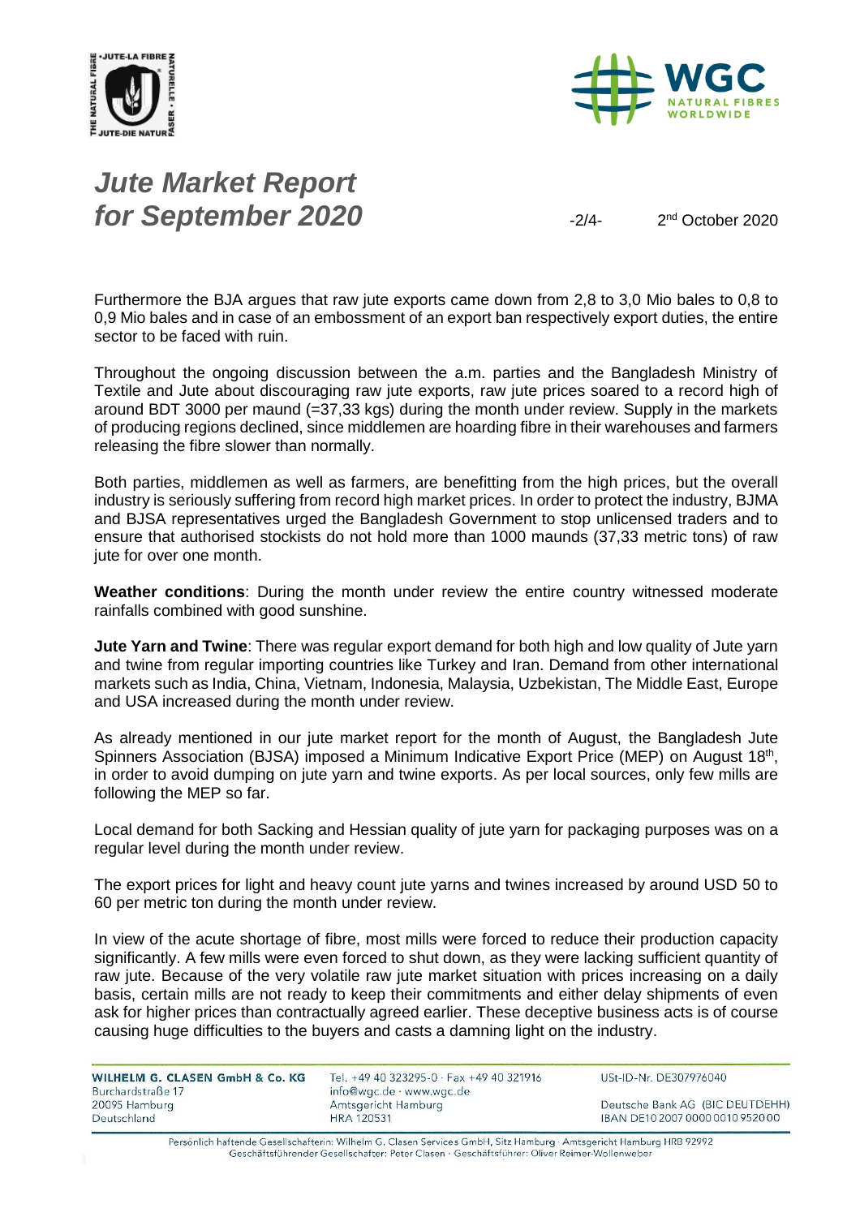Furthermore the BJA argues that raw jute exports came down from 2,8 to 3,0 Mio bales to 0,8 to 0,9 Mio bales and in case of an embossment of an export ban respectively export duties, the entire sector to be faced with ruin.

Throughout the ongoing discussion between the a.m. parties and the Bangladesh Ministry of Textile and Jute about discouraging raw jute exports, raw jute prices soared to a record high of around BDT 3000 per maund (=37,33 kgs) during the month under review. Supply in the markets of producing regions declined, since middlemen are hoarding fibre in their warehouses and farmers releasing the fibre slower than normally.

Both parties, middlemen as well as farmers, are benefitting from the high prices, but the overall industry is seriously suffering from record high market prices. In order to protect the industry, BJMA and BJSA representatives urged the Bangladesh Government to stop unlicensed traders and to ensure that authorised stockists do not hold more than 1000 maunds (37,33 metric tons) of raw jute for over one month.

**Weather conditions**: During the month under review the entire country witnessed moderate rainfalls combined with good sunshine.

**Jute Yarn and Twine**: There was regular export demand for both high and low quality of Jute yarn and twine from regular importing countries like Turkey and Iran. Demand from other international markets such as India, China, Vietnam, Indonesia, Malaysia, Uzbekistan, The Middle East, Europe and USA increased during the month under review.

As already mentioned in our jute market report for the month of August, the Bangladesh Jute Spinners Association (BJSA) imposed a Minimum Indicative Export Price (MEP) on August 18th, in order to avoid dumping on jute yarn and twine exports. As per local sources, only few mills are following the MEP so far.

Local demand for both Sacking and Hessian quality of jute yarn for packaging purposes was on a regular level during the month under review.

The export prices for light and heavy count jute yarns and twines increased by around USD 50 to 60 per metric ton during the month under review.

In view of the acute shortage of fibre, most mills were forced to reduce their production capacity significantly. A few mills were even forced to shut down, as they were lacking sufficient quantity of raw jute. Because of the very volatile raw jute market situation with prices increasing on a daily basis, certain mills are not ready to keep their commitments and either delay shipments of even ask for higher prices than contractually agreed earlier. These deceptive business acts is of course causing huge difficulties to the buyers and casts a damning light on the industry.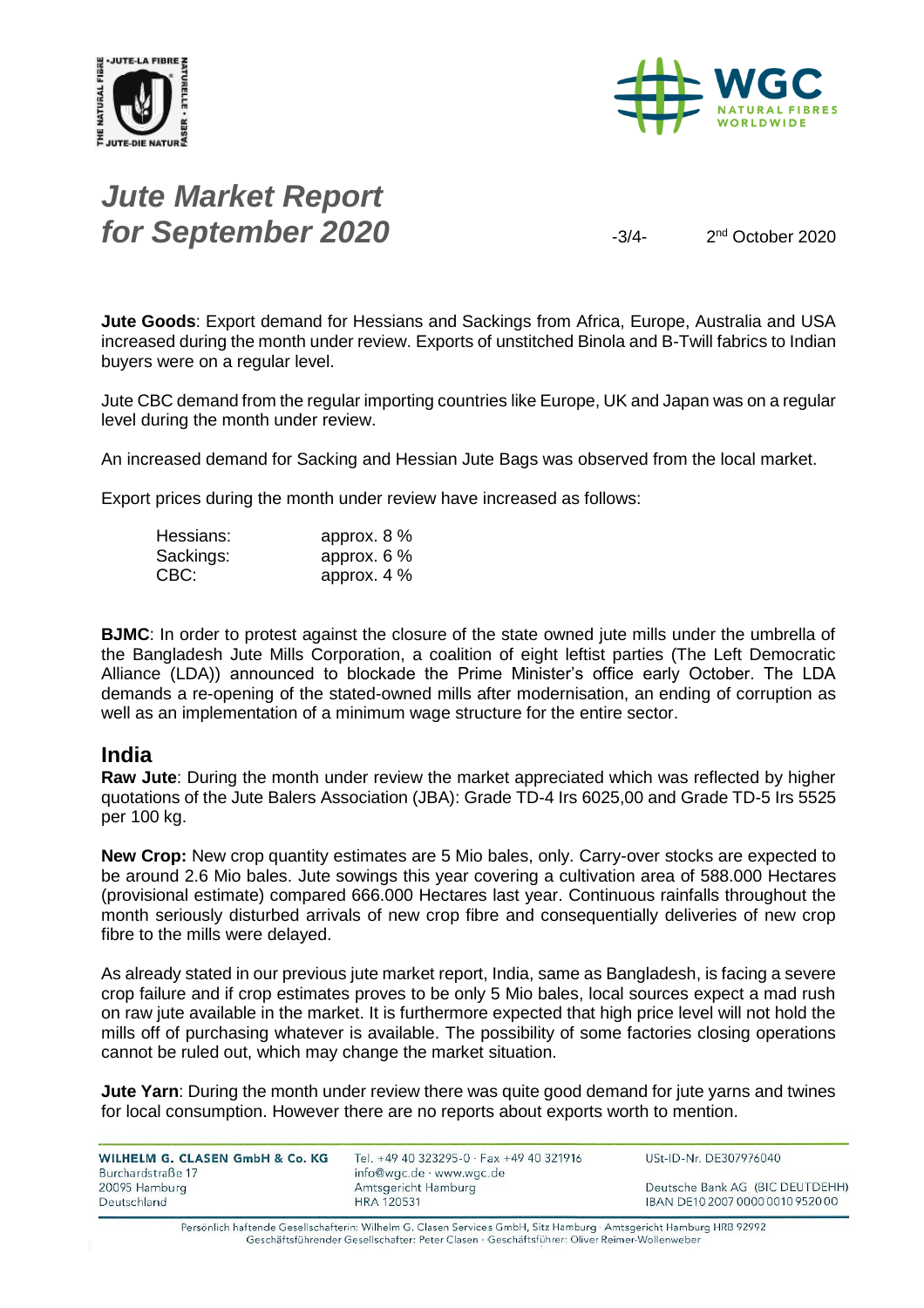# *Jute Market Report for September 2020*

2nd October 2020

**Jute Goods**: Export demand for Hessians and Sackings from Africa, Europe, Australia and USA increased during the month under review. Exports of unstitched Binola and B-Twill fabrics to Indian buyers were on a regular level.

Jute CBC demand from the regular importing countries like Europe, UK and Japan was on a regular level during the month under review.

An increased demand for Sacking and Hessian Jute Bags was observed from the local market.

Export prices during the month under review have increased as follows:

| | |
|---|---|
| Hessians: | approx. 8 % |
| Sackings: | approx. 6 % |
| CBC: | approx. 4 % |

**BJMC**: In order to protest against the closure of the state owned jute mills under the umbrella of the Bangladesh Jute Mills Corporation, a coalition of eight leftist parties (The Left Democratic Alliance (LDA)) announced to blockade the Prime Minister's office early October. The LDA demands a re-opening of the stated-owned mills after modernisation, an ending of corruption as well as an implementation of a minimum wage structure for the entire sector.

## India

**Raw Jute**: During the month under review the market appreciated which was reflected by higher quotations of the Jute Balers Association (JBA): Grade TD-4 Irs 6025,00 and Grade TD-5 Irs 5525 per 100 kg.

**New Crop:** New crop quantity estimates are 5 Mio bales, only. Carry-over stocks are expected to be around 2.6 Mio bales. Jute sowings this year covering a cultivation area of 588.000 Hectares (provisional estimate) compared 666.000 Hectares last year. Continuous rainfalls throughout the month seriously disturbed arrivals of new crop fibre and consequentially deliveries of new crop fibre to the mills were delayed.

As already stated in our previous jute market report, India, same as Bangladesh, is facing a severe crop failure and if crop estimates proves to be only 5 Mio bales, local sources expect a mad rush on raw jute available in the market. It is furthermore expected that high price level will not hold the mills off of purchasing whatever is available. The possibility of some factories closing operations cannot be ruled out, which may change the market situation.

**Jute Yarn**: During the month under review there was quite good demand for jute yarns and twines for local consumption. However there are no reports about exports worth to mention.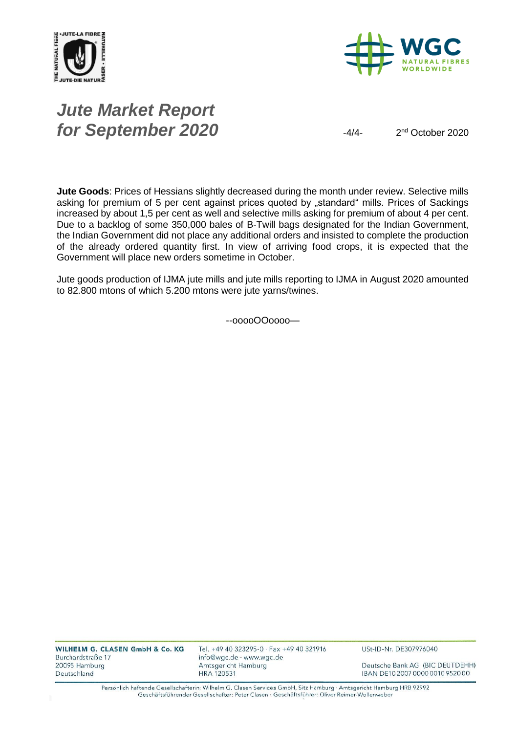**Jute Goods**: Prices of Hessians slightly decreased during the month under review. Selective mills asking for premium of 5 per cent against prices quoted by „standard" mills. Prices of Sackings increased by about 1,5 per cent as well and selective mills asking for premium of about 4 per cent. Due to a backlog of some 350,000 bales of B-Twill bags designated for the Indian Government, the Indian Government did not place any additional orders and insisted to complete the production of the already ordered quantity first. In view of arriving food crops, it is expected that the Government will place new orders sometime in October.

Jute goods production of IJMA jute mills and jute mills reporting to IJMA in August 2020 amounted to 82.800 mtons of which 5.200 mtons were jute yarns/twines.

--ooooOOoooo—